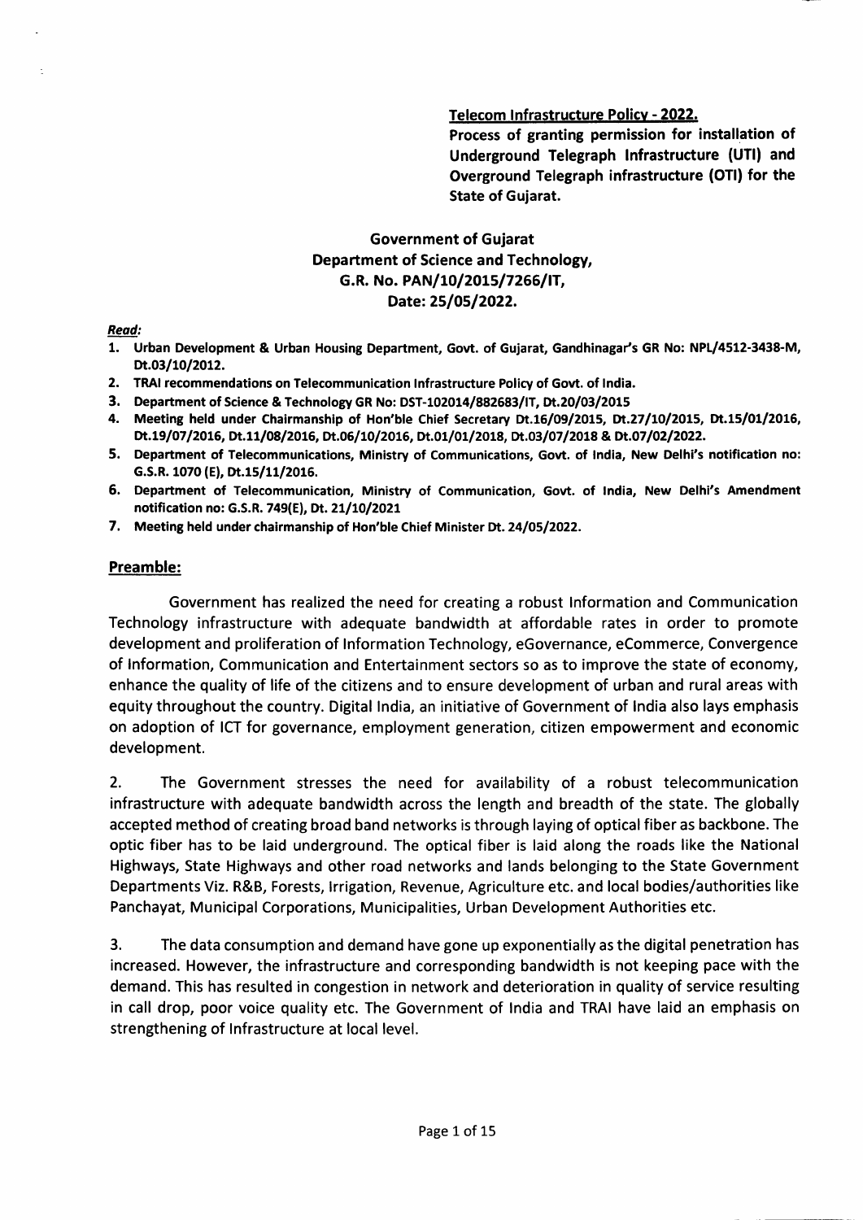**Telecom Infrastructure Policy - 2022.**

**Process of granting permission for installation of Underground Telegraph Infrastructure (UTI) and Overground Telegraph infrastructure (OTI) for the State of Gujarat.**

**Government of Gujarat**
**Department of Science and Technology,**
**G.R. No. PAN/10/2015/7266/IT,**
**Date: 25/05/2022.**

***Read:***

1. **Urban Development & Urban Housing Department, Govt. of Gujarat, Gandhinagar's GR No: NPL/4512-3438-M, Dt.03/10/2012.**
2. **TRAI recommendations on Telecommunication Infrastructure Policy of Govt. of India.**
3. **Department of Science & Technology GR No: DST-102014/882683/IT, Dt.20/03/2015**
4. **Meeting held under Chairmanship of Hon'ble Chief Secretary Dt.16/09/2015, Dt.27/10/2015, Dt.15/01/2016, Dt.19/07/2016, Dt.11/08/2016, Dt.06/10/2016, Dt.01/01/2018, Dt.03/07/2018 & Dt.07/02/2022.**
5. **Department of Telecommunications, Ministry of Communications, Govt. of India, New Delhi's notification no: G.S.R. 1070 (E), Dt.15/11/2016.**
6. **Department of Telecommunication, Ministry of Communication, Govt. of India, New Delhi's Amendment notification no: G.S.R. 749(E), Dt. 21/10/2021**
7. **Meeting held under chairmanship of Hon'ble Chief Minister Dt. 24/05/2022.**

## Preamble:

Government has realized the need for creating a robust Information and Communication Technology infrastructure with adequate bandwidth at affordable rates in order to promote development and proliferation of Information Technology, eGovernance, eCommerce, Convergence of Information, Communication and Entertainment sectors so as to improve the state of economy, enhance the quality of life of the citizens and to ensure development of urban and rural areas with equity throughout the country. Digital India, an initiative of Government of India also lays emphasis on adoption of ICT for governance, employment generation, citizen empowerment and economic development.

2. The Government stresses the need for availability of a robust telecommunication infrastructure with adequate bandwidth across the length and breadth of the state. The globally accepted method of creating broad band networks is through laying of optical fiber as backbone. The optic fiber has to be laid underground. The optical fiber is laid along the roads like the National Highways, State Highways and other road networks and lands belonging to the State Government Departments Viz. R&B, Forests, Irrigation, Revenue, Agriculture etc. and local bodies/authorities like Panchayat, Municipal Corporations, Municipalities, Urban Development Authorities etc.

3. The data consumption and demand have gone up exponentially as the digital penetration has increased. However, the infrastructure and corresponding bandwidth is not keeping pace with the demand. This has resulted in congestion in network and deterioration in quality of service resulting in call drop, poor voice quality etc. The Government of India and TRAI have laid an emphasis on strengthening of Infrastructure at local level.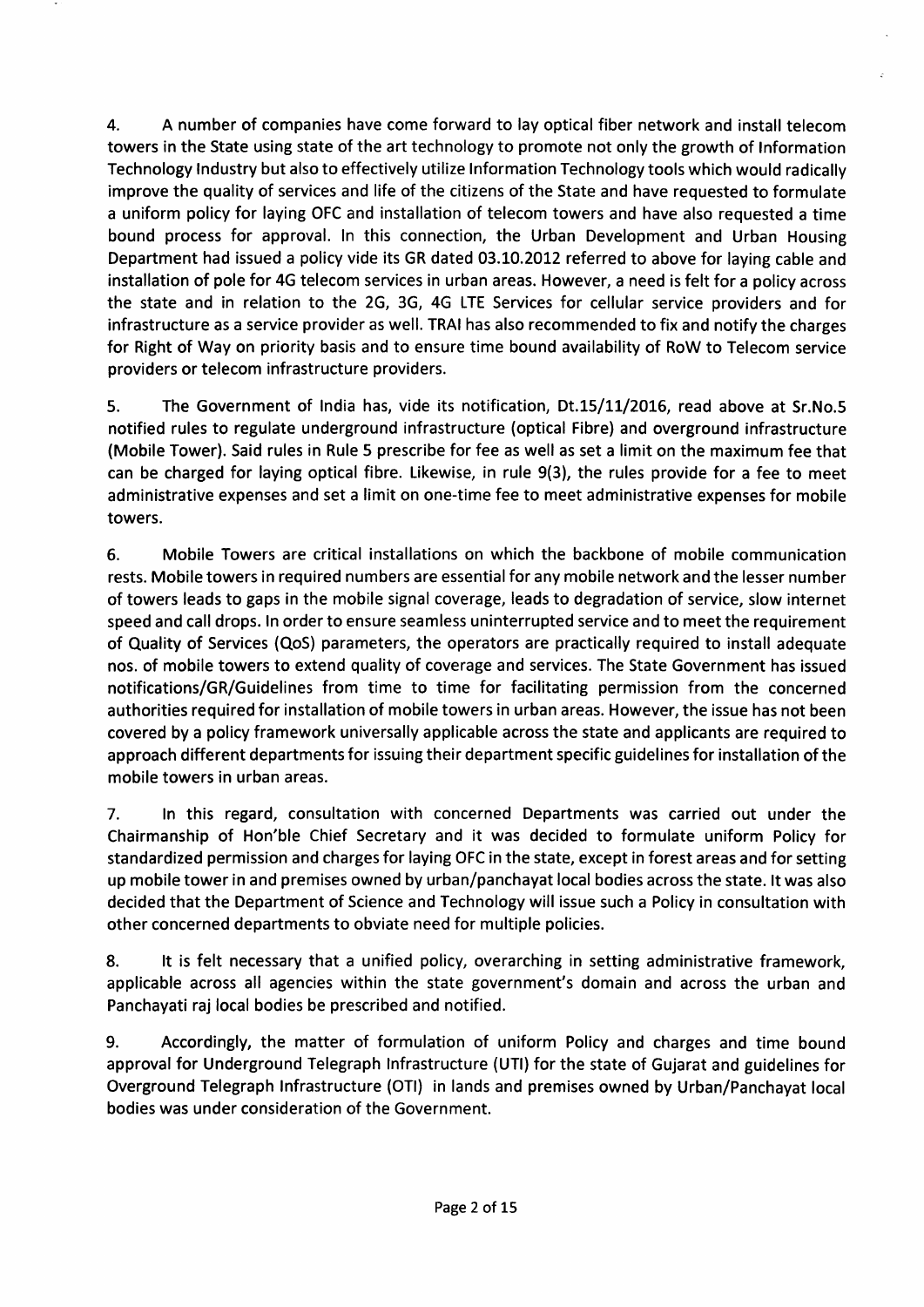4. A number of companies have come forward to lay optical fiber network and install telecom towers in the State using state of the art technology to promote not only the growth of Information Technology Industry but also to effectively utilize Information Technology tools which would radically improve the quality of services and life of the citizens of the State and have requested to formulate a uniform policy for laying OFC and installation of telecom towers and have also requested a time bound process for approval. In this connection, the Urban Development and Urban Housing Department had issued a policy vide its GR dated 03.10.2012 referred to above for laying cable and installation of pole for 4G telecom services in urban areas. However, a need is felt for a policy across the state and in relation to the 2G, 3G, 4G LTE Services for cellular service providers and for infrastructure as a service provider as well. TRAI has also recommended to fix and notify the charges for Right of Way on priority basis and to ensure time bound availability of RoW to Telecom service providers or telecom infrastructure providers.

5. The Government of India has, vide its notification, Dt.15/11/2016, read above at Sr.No.5 notified rules to regulate underground infrastructure (optical Fibre) and overground infrastructure (Mobile Tower). Said rules in Rule 5 prescribe for fee as well as set a limit on the maximum fee that can be charged for laying optical fibre. Likewise, in rule 9(3), the rules provide for a fee to meet administrative expenses and set a limit on one-time fee to meet administrative expenses for mobile towers.

6. Mobile Towers are critical installations on which the backbone of mobile communication rests. Mobile towers in required numbers are essential for any mobile network and the lesser number of towers leads to gaps in the mobile signal coverage, leads to degradation of service, slow internet speed and call drops. In order to ensure seamless uninterrupted service and to meet the requirement of Quality of Services (QoS) parameters, the operators are practically required to install adequate nos. of mobile towers to extend quality of coverage and services. The State Government has issued notifications/GR/Guidelines from time to time for facilitating permission from the concerned authorities required for installation of mobile towers in urban areas. However, the issue has not been covered by a policy framework universally applicable across the state and applicants are required to approach different departments for issuing their department specific guidelines for installation of the mobile towers in urban areas.

7. In this regard, consultation with concerned Departments was carried out under the Chairmanship of Hon'ble Chief Secretary and it was decided to formulate uniform Policy for standardized permission and charges for laying OFC in the state, except in forest areas and for setting up mobile tower in and premises owned by urban/panchayat local bodies across the state. It was also decided that the Department of Science and Technology will issue such a Policy in consultation with other concerned departments to obviate need for multiple policies.

8. It is felt necessary that a unified policy, overarching in setting administrative framework, applicable across all agencies within the state government's domain and across the urban and Panchayati raj local bodies be prescribed and notified.

9. Accordingly, the matter of formulation of uniform Policy and charges and time bound approval for Underground Telegraph Infrastructure (UTI) for the state of Gujarat and guidelines for Overground Telegraph Infrastructure (OTI) in lands and premises owned by Urban/Panchayat local bodies was under consideration of the Government.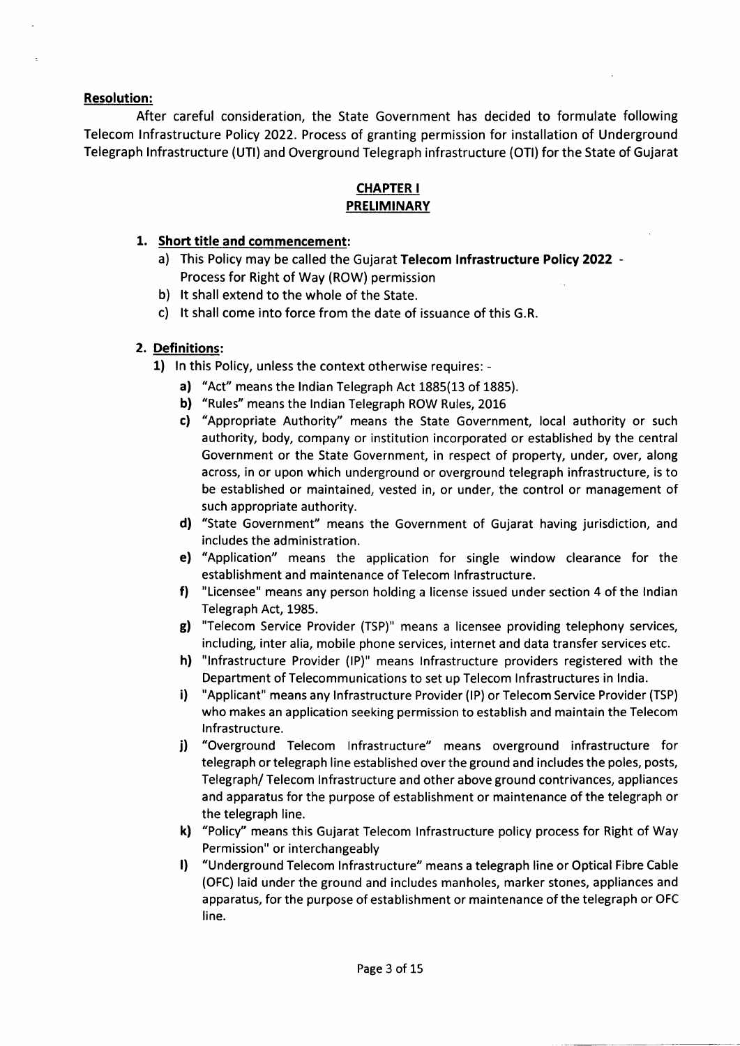**Resolution:**

After careful consideration, the State Government has decided to formulate following Telecom Infrastructure Policy 2022. Process of granting permission for installation of Underground Telegraph Infrastructure (UTI) and Overground Telegraph infrastructure (OTI) for the State of Gujarat

## CHAPTER I
## PRELIMINARY

**1. Short title and commencement:**

a) This Policy may be called the Gujarat **Telecom Infrastructure Policy 2022** - Process for Right of Way (ROW) permission

b) It shall extend to the whole of the State.

c) It shall come into force from the date of issuance of this G.R.

**2. Definitions:**

1) In this Policy, unless the context otherwise requires: -

**a)** "Act" means the Indian Telegraph Act 1885(13 of 1885).

**b)** "Rules" means the Indian Telegraph ROW Rules, 2016

**c)** "Appropriate Authority" means the State Government, local authority or such authority, body, company or institution incorporated or established by the central Government or the State Government, in respect of property, under, over, along across, in or upon which underground or overground telegraph infrastructure, is to be established or maintained, vested in, or under, the control or management of such appropriate authority.

**d)** "State Government" means the Government of Gujarat having jurisdiction, and includes the administration.

**e)** "Application" means the application for single window clearance for the establishment and maintenance of Telecom Infrastructure.

**f)** "Licensee" means any person holding a license issued under section 4 of the Indian Telegraph Act, 1985.

**g)** "Telecom Service Provider (TSP)" means a licensee providing telephony services, including, inter alia, mobile phone services, internet and data transfer services etc.

**h)** "Infrastructure Provider (IP)" means Infrastructure providers registered with the Department of Telecommunications to set up Telecom Infrastructures in India.

**i)** "Applicant" means any Infrastructure Provider (IP) or Telecom Service Provider (TSP) who makes an application seeking permission to establish and maintain the Telecom Infrastructure.

**j)** "Overground Telecom Infrastructure" means overground infrastructure for telegraph or telegraph line established over the ground and includes the poles, posts, Telegraph/ Telecom Infrastructure and other above ground contrivances, appliances and apparatus for the purpose of establishment or maintenance of the telegraph or the telegraph line.

**k)** "Policy" means this Gujarat Telecom Infrastructure policy process for Right of Way Permission" or interchangeably

**l)** "Underground Telecom Infrastructure" means a telegraph line or Optical Fibre Cable (OFC) laid under the ground and includes manholes, marker stones, appliances and apparatus, for the purpose of establishment or maintenance of the telegraph or OFC line.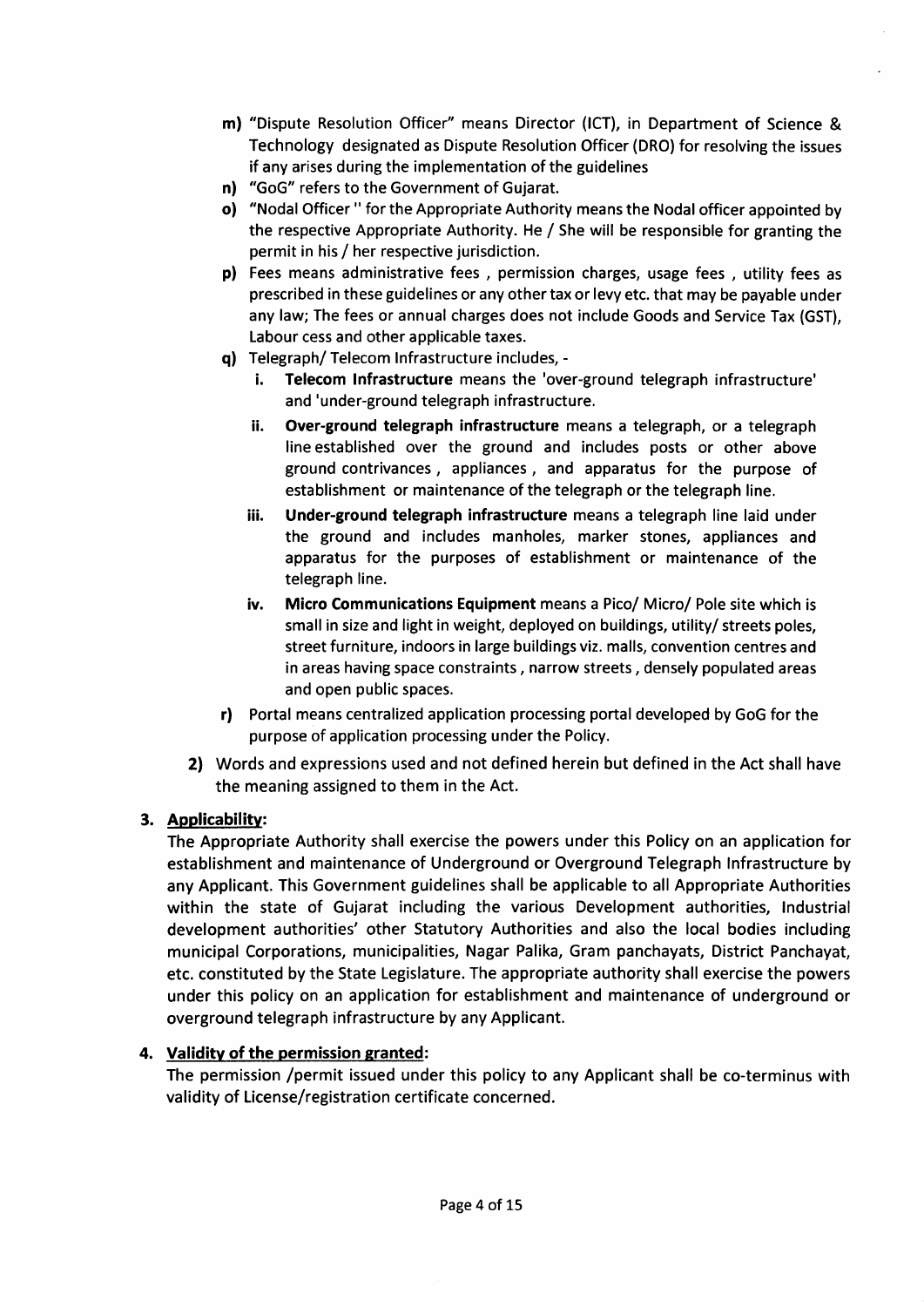- **m)** "Dispute Resolution Officer" means Director (ICT), in Department of Science & Technology designated as Dispute Resolution Officer (DRO) for resolving the issues if any arises during the implementation of the guidelines
- **n)** "GoG" refers to the Government of Gujarat.
- **o)** "Nodal Officer " for the Appropriate Authority means the Nodal officer appointed by the respective Appropriate Authority. He / She will be responsible for granting the permit in his / her respective jurisdiction.
- **p)** Fees means administrative fees , permission charges, usage fees , utility fees as prescribed in these guidelines or any other tax or levy etc. that may be payable under any law; The fees or annual charges does not include Goods and Service Tax (GST), Labour cess and other applicable taxes.
- **q)** Telegraph/ Telecom Infrastructure includes, -
  - **i. Telecom Infrastructure** means the 'over-ground telegraph infrastructure' and 'under-ground telegraph infrastructure.
  - **ii. Over-ground telegraph infrastructure** means a telegraph, or a telegraph line established over the ground and includes posts or other above ground contrivances , appliances , and apparatus for the purpose of establishment or maintenance of the telegraph or the telegraph line.
  - **iii. Under-ground telegraph infrastructure** means a telegraph line laid under the ground and includes manholes, marker stones, appliances and apparatus for the purposes of establishment or maintenance of the telegraph line.
  - **iv. Micro Communications Equipment** means a Pico/ Micro/ Pole site which is small in size and light in weight, deployed on buildings, utility/ streets poles, street furniture, indoors in large buildings viz. malls, convention centres and in areas having space constraints , narrow streets , densely populated areas and open public spaces.
- **r)** Portal means centralized application processing portal developed by GoG for the purpose of application processing under the Policy.

**2)** Words and expressions used and not defined herein but defined in the Act shall have the meaning assigned to them in the Act.

**3. Applicability:**

The Appropriate Authority shall exercise the powers under this Policy on an application for establishment and maintenance of Underground or Overground Telegraph Infrastructure by any Applicant. This Government guidelines shall be applicable to all Appropriate Authorities within the state of Gujarat including the various Development authorities, Industrial development authorities' other Statutory Authorities and also the local bodies including municipal Corporations, municipalities, Nagar Palika, Gram panchayats, District Panchayat, etc. constituted by the State Legislature. The appropriate authority shall exercise the powers under this policy on an application for establishment and maintenance of underground or overground telegraph infrastructure by any Applicant.

**4. Validity of the permission granted:**

The permission /permit issued under this policy to any Applicant shall be co-terminus with validity of License/registration certificate concerned.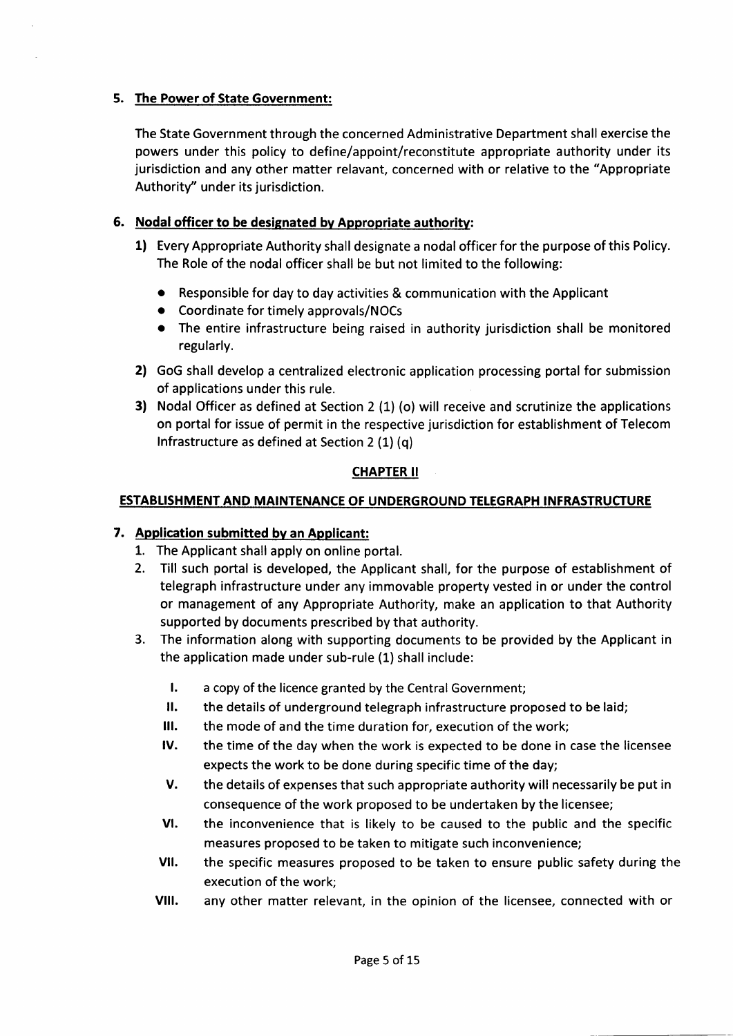### 5. The Power of State Government:

The State Government through the concerned Administrative Department shall exercise the powers under this policy to define/appoint/reconstitute appropriate authority under its jurisdiction and any other matter relavant, concerned with or relative to the "Appropriate Authority" under its jurisdiction.

### 6. Nodal officer to be designated by Appropriate authority:

1) Every Appropriate Authority shall designate a nodal officer for the purpose of this Policy. The Role of the nodal officer shall be but not limited to the following:
   - Responsible for day to day activities & communication with the Applicant
   - Coordinate for timely approvals/NOCs
   - The entire infrastructure being raised in authority jurisdiction shall be monitored regularly.
2) GoG shall develop a centralized electronic application processing portal for submission of applications under this rule.
3) Nodal Officer as defined at Section 2 (1) (o) will receive and scrutinize the applications on portal for issue of permit in the respective jurisdiction for establishment of Telecom Infrastructure as defined at Section 2 (1) (q)

## CHAPTER II

## ESTABLISHMENT AND MAINTENANCE OF UNDERGROUND TELEGRAPH INFRASTRUCTURE

### 7. Application submitted by an Applicant:

1. The Applicant shall apply on online portal.
2. Till such portal is developed, the Applicant shall, for the purpose of establishment of telegraph infrastructure under any immovable property vested in or under the control or management of any Appropriate Authority, make an application to that Authority supported by documents prescribed by that authority.
3. The information along with supporting documents to be provided by the Applicant in the application made under sub-rule (1) shall include:
   - I. a copy of the licence granted by the Central Government;
   - II. the details of underground telegraph infrastructure proposed to be laid;
   - III. the mode of and the time duration for, execution of the work;
   - IV. the time of the day when the work is expected to be done in case the licensee expects the work to be done during specific time of the day;
   - V. the details of expenses that such appropriate authority will necessarily be put in consequence of the work proposed to be undertaken by the licensee;
   - VI. the inconvenience that is likely to be caused to the public and the specific measures proposed to be taken to mitigate such inconvenience;
   - VII. the specific measures proposed to be taken to ensure public safety during the execution of the work;
   - VIII. any other matter relevant, in the opinion of the licensee, connected with or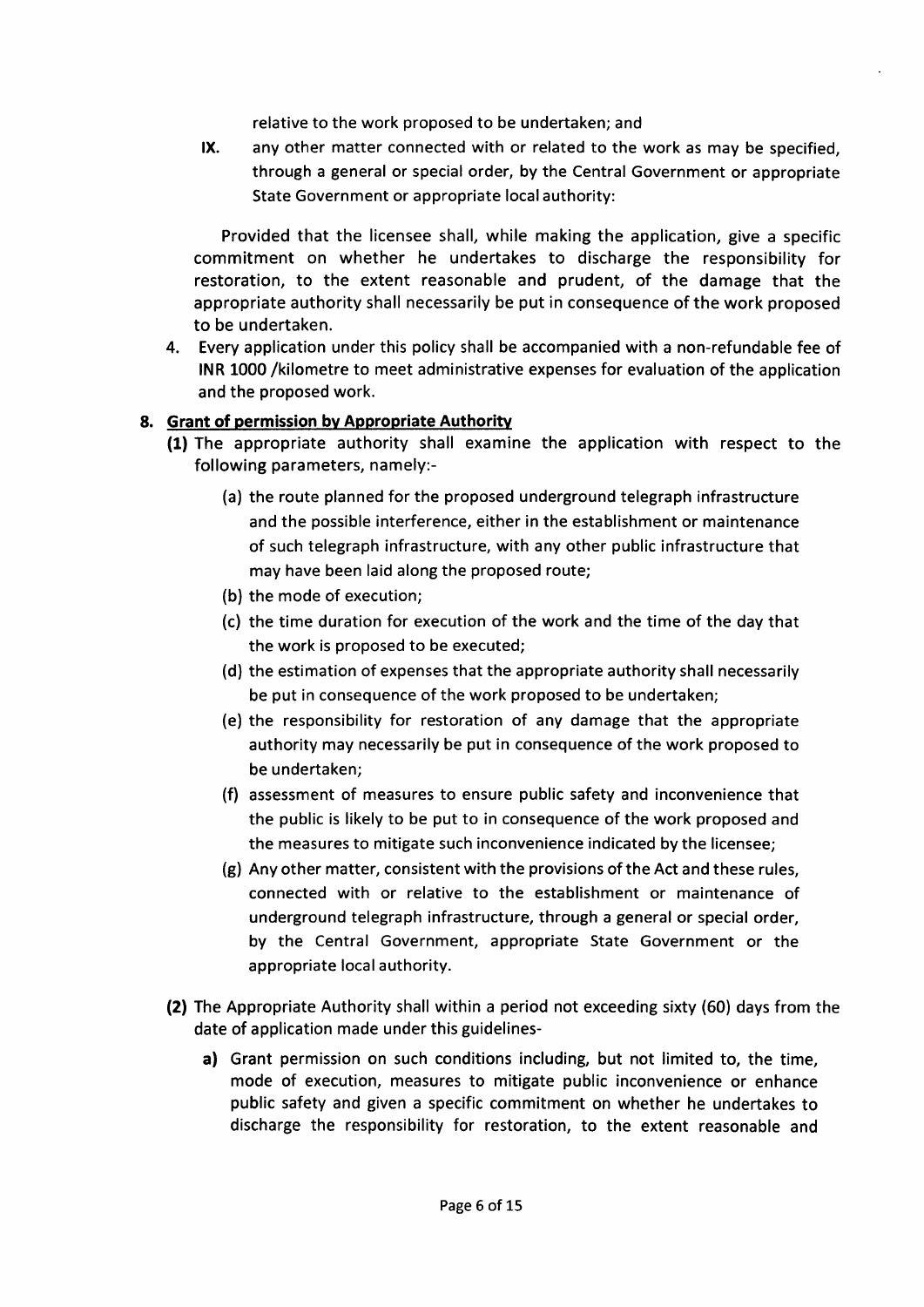relative to the work proposed to be undertaken; and

IX. any other matter connected with or related to the work as may be specified, through a general or special order, by the Central Government or appropriate State Government or appropriate local authority:

Provided that the licensee shall, while making the application, give a specific commitment on whether he undertakes to discharge the responsibility for restoration, to the extent reasonable and prudent, of the damage that the appropriate authority shall necessarily be put in consequence of the work proposed to be undertaken.

4. Every application under this policy shall be accompanied with a non-refundable fee of **INR 1000** /kilometre to meet administrative expenses for evaluation of the application and the proposed work.

## 8. Grant of permission by Appropriate Authority

**(1)** The appropriate authority shall examine the application with respect to the following parameters, namely:-

(a) the route planned for the proposed underground telegraph infrastructure and the possible interference, either in the establishment or maintenance of such telegraph infrastructure, with any other public infrastructure that may have been laid along the proposed route;

(b) the mode of execution;

(c) the time duration for execution of the work and the time of the day that the work is proposed to be executed;

(d) the estimation of expenses that the appropriate authority shall necessarily be put in consequence of the work proposed to be undertaken;

(e) the responsibility for restoration of any damage that the appropriate authority may necessarily be put in consequence of the work proposed to be undertaken;

(f) assessment of measures to ensure public safety and inconvenience that the public is likely to be put to in consequence of the work proposed and the measures to mitigate such inconvenience indicated by the licensee;

(g) Any other matter, consistent with the provisions of the Act and these rules, connected with or relative to the establishment or maintenance of underground telegraph infrastructure, through a general or special order, by the Central Government, appropriate State Government or the appropriate local authority.

**(2)** The Appropriate Authority shall within a period not exceeding sixty (60) days from the date of application made under this guidelines-

**a)** Grant permission on such conditions including, but not limited to, the time, mode of execution, measures to mitigate public inconvenience or enhance public safety and given a specific commitment on whether he undertakes to discharge the responsibility for restoration, to the extent reasonable and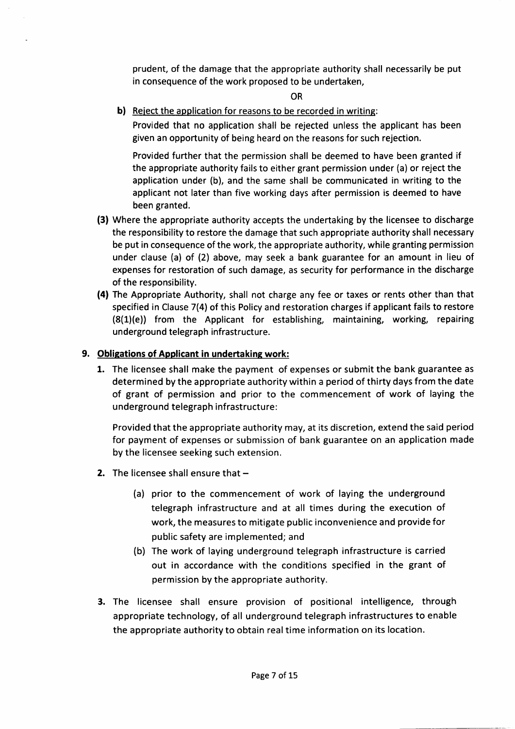prudent, of the damage that the appropriate authority shall necessarily be put in consequence of the work proposed to be undertaken,

OR

**b)** Reject the application for reasons to be recorded in writing:

Provided that no application shall be rejected unless the applicant has been given an opportunity of being heard on the reasons for such rejection.

Provided further that the permission shall be deemed to have been granted if the appropriate authority fails to either grant permission under (a) or reject the application under (b), and the same shall be communicated in writing to the applicant not later than five working days after permission is deemed to have been granted.

**(3)** Where the appropriate authority accepts the undertaking by the licensee to discharge the responsibility to restore the damage that such appropriate authority shall necessary be put in consequence of the work, the appropriate authority, while granting permission under clause (a) of (2) above, may seek a bank guarantee for an amount in lieu of expenses for restoration of such damage, as security for performance in the discharge of the responsibility.

**(4)** The Appropriate Authority, shall not charge any fee or taxes or rents other than that specified in Clause 7(4) of this Policy and restoration charges if applicant fails to restore (8(1)(e)) from the Applicant for establishing, maintaining, working, repairing underground telegraph infrastructure.

## 9. Obligations of Applicant in undertaking work:

**1.** The licensee shall make the payment of expenses or submit the bank guarantee as determined by the appropriate authority within a period of thirty days from the date of grant of permission and prior to the commencement of work of laying the underground telegraph infrastructure:

Provided that the appropriate authority may, at its discretion, extend the said period for payment of expenses or submission of bank guarantee on an application made by the licensee seeking such extension.

**2.** The licensee shall ensure that –

(a) prior to the commencement of work of laying the underground telegraph infrastructure and at all times during the execution of work, the measures to mitigate public inconvenience and provide for public safety are implemented; and

(b) The work of laying underground telegraph infrastructure is carried out in accordance with the conditions specified in the grant of permission by the appropriate authority.

**3.** The licensee shall ensure provision of positional intelligence, through appropriate technology, of all underground telegraph infrastructures to enable the appropriate authority to obtain real time information on its location.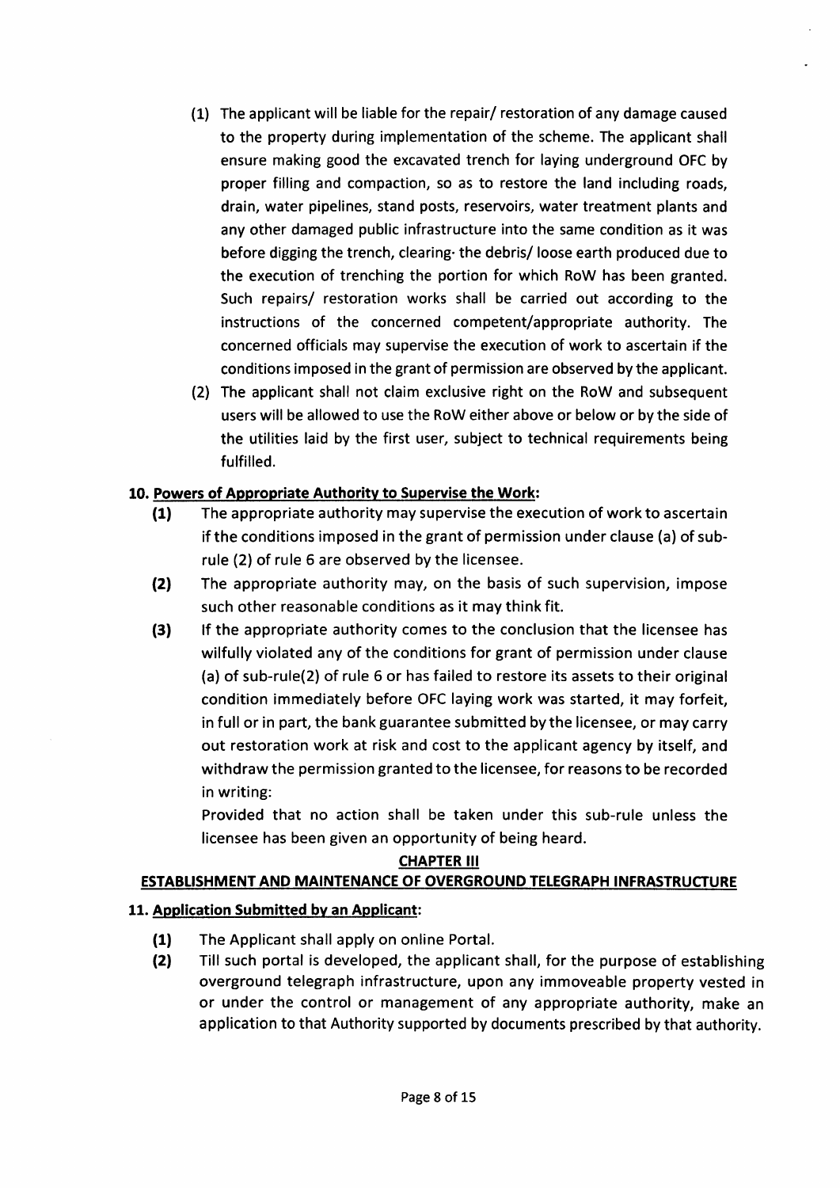(1) The applicant will be liable for the repair/ restoration of any damage caused to the property during implementation of the scheme. The applicant shall ensure making good the excavated trench for laying underground OFC by proper filling and compaction, so as to restore the land including roads, drain, water pipelines, stand posts, reservoirs, water treatment plants and any other damaged public infrastructure into the same condition as it was before digging the trench, clearing· the debris/ loose earth produced due to the execution of trenching the portion for which RoW has been granted. Such repairs/ restoration works shall be carried out according to the instructions of the concerned competent/appropriate authority. The concerned officials may supervise the execution of work to ascertain if the conditions imposed in the grant of permission are observed by the applicant.

(2) The applicant shall not claim exclusive right on the RoW and subsequent users will be allowed to use the RoW either above or below or by the side of the utilities laid by the first user, subject to technical requirements being fulfilled.

**10. Powers of Appropriate Authority to Supervise the Work:**

**(1)** The appropriate authority may supervise the execution of work to ascertain if the conditions imposed in the grant of permission under clause (a) of sub-rule (2) of rule 6 are observed by the licensee.

**(2)** The appropriate authority may, on the basis of such supervision, impose such other reasonable conditions as it may think fit.

**(3)** If the appropriate authority comes to the conclusion that the licensee has wilfully violated any of the conditions for grant of permission under clause (a) of sub-rule(2) of rule 6 or has failed to restore its assets to their original condition immediately before OFC laying work was started, it may forfeit, in full or in part, the bank guarantee submitted by the licensee, or may carry out restoration work at risk and cost to the applicant agency by itself, and withdraw the permission granted to the licensee, for reasons to be recorded in writing:

Provided that no action shall be taken under this sub-rule unless the licensee has been given an opportunity of being heard.

## CHAPTER III

## ESTABLISHMENT AND MAINTENANCE OF OVERGROUND TELEGRAPH INFRASTRUCTURE

**11. Application Submitted by an Applicant:**

**(1)** The Applicant shall apply on online Portal.

**(2)** Till such portal is developed, the applicant shall, for the purpose of establishing overground telegraph infrastructure, upon any immoveable property vested in or under the control or management of any appropriate authority, make an application to that Authority supported by documents prescribed by that authority.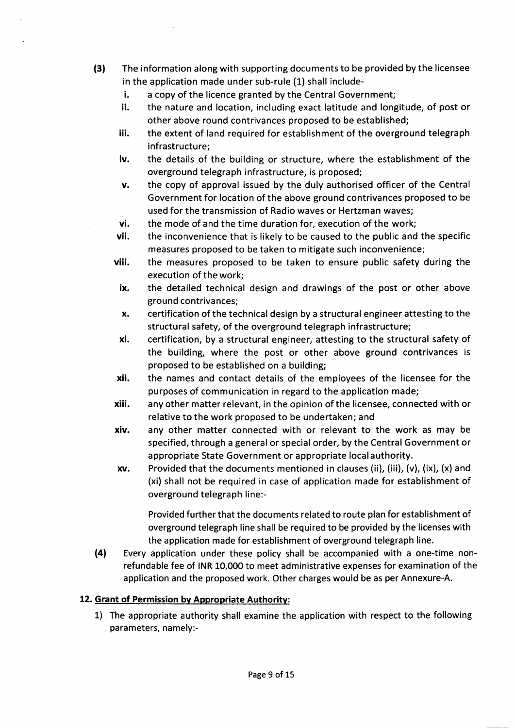**(3)** The information along with supporting documents to be provided by the licensee in the application made under sub-rule (1) shall include-

i. a copy of the licence granted by the Central Government;

ii. the nature and location, including exact latitude and longitude, of post or other above round contrivances proposed to be established;

iii. the extent of land required for establishment of the overground telegraph infrastructure;

iv. the details of the building or structure, where the establishment of the overground telegraph infrastructure, is proposed;

v. the copy of approval issued by the duly authorised officer of the Central Government for location of the above ground contrivances proposed to be used for the transmission of Radio waves or Hertzman waves;

vi. the mode of and the time duration for, execution of the work;

vii. the inconvenience that is likely to be caused to the public and the specific measures proposed to be taken to mitigate such inconvenience;

viii. the measures proposed to be taken to ensure public safety during the execution of the work;

ix. the detailed technical design and drawings of the post or other above ground contrivances;

x. certification of the technical design by a structural engineer attesting to the structural safety, of the overground telegraph infrastructure;

xi. certification, by a structural engineer, attesting to the structural safety of the building, where the post or other above ground contrivances is proposed to be established on a building;

xii. the names and contact details of the employees of the licensee for the purposes of communication in regard to the application made;

xiii. any other matter relevant, in the opinion of the licensee, connected with or relative to the work proposed to be undertaken; and

xiv. any other matter connected with or relevant to the work as may be specified, through a general or special order, by the Central Government or appropriate State Government or appropriate local authority.

xv. Provided that the documents mentioned in clauses (ii), (iii), (v), (ix), (x) and (xi) shall not be required in case of application made for establishment of overground telegraph line:-

Provided further that the documents related to route plan for establishment of overground telegraph line shall be required to be provided by the licenses with the application made for establishment of overground telegraph line.

**(4)** Every application under these policy shall be accompanied with a one-time non-refundable fee of INR 10,000 to meet administrative expenses for examination of the application and the proposed work. Other charges would be as per Annexure-A.

## 12. Grant of Permission by Appropriate Authority:

1) The appropriate authority shall examine the application with respect to the following parameters, namely:-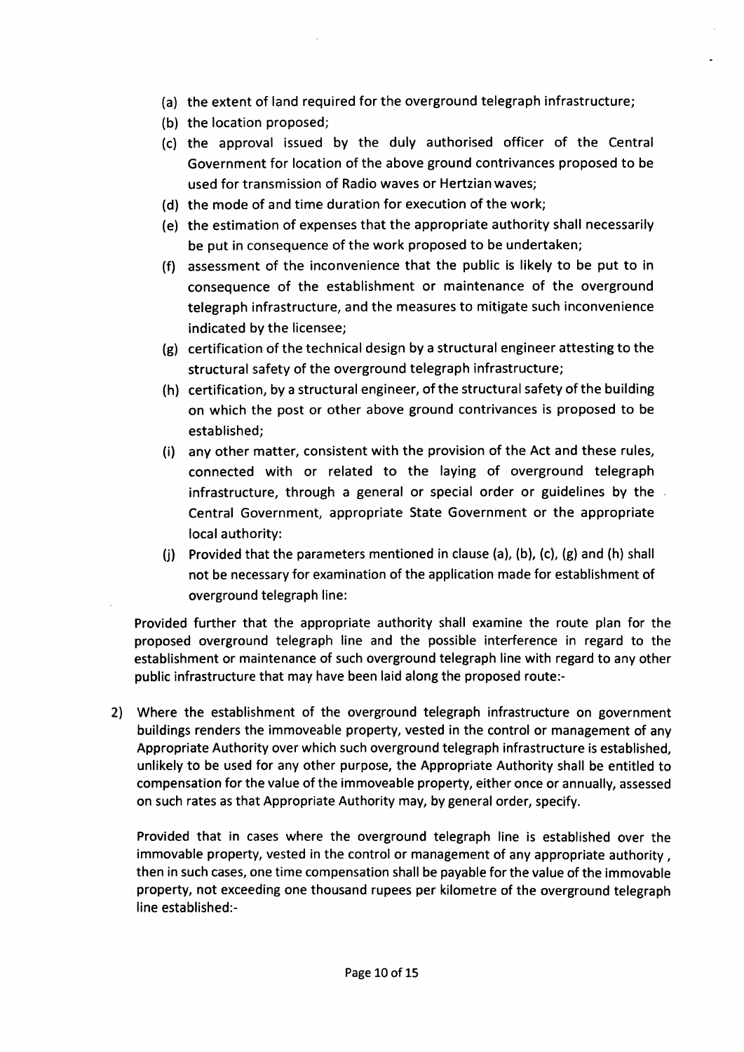(a) the extent of land required for the overground telegraph infrastructure;

(b) the location proposed;

(c) the approval issued by the duly authorised officer of the Central Government for location of the above ground contrivances proposed to be used for transmission of Radio waves or Hertzian waves;

(d) the mode of and time duration for execution of the work;

(e) the estimation of expenses that the appropriate authority shall necessarily be put in consequence of the work proposed to be undertaken;

(f) assessment of the inconvenience that the public is likely to be put to in consequence of the establishment or maintenance of the overground telegraph infrastructure, and the measures to mitigate such inconvenience indicated by the licensee;

(g) certification of the technical design by a structural engineer attesting to the structural safety of the overground telegraph infrastructure;

(h) certification, by a structural engineer, of the structural safety of the building on which the post or other above ground contrivances is proposed to be established;

(i) any other matter, consistent with the provision of the Act and these rules, connected with or related to the laying of overground telegraph infrastructure, through a general or special order or guidelines by the Central Government, appropriate State Government or the appropriate local authority:

(j) Provided that the parameters mentioned in clause (a), (b), (c), (g) and (h) shall not be necessary for examination of the application made for establishment of overground telegraph line:

Provided further that the appropriate authority shall examine the route plan for the proposed overground telegraph line and the possible interference in regard to the establishment or maintenance of such overground telegraph line with regard to any other public infrastructure that may have been laid along the proposed route:-

2) Where the establishment of the overground telegraph infrastructure on government buildings renders the immoveable property, vested in the control or management of any Appropriate Authority over which such overground telegraph infrastructure is established, unlikely to be used for any other purpose, the Appropriate Authority shall be entitled to compensation for the value of the immoveable property, either once or annually, assessed on such rates as that Appropriate Authority may, by general order, specify.

Provided that in cases where the overground telegraph line is established over the immovable property, vested in the control or management of any appropriate authority , then in such cases, one time compensation shall be payable for the value of the immovable property, not exceeding one thousand rupees per kilometre of the overground telegraph line established:-